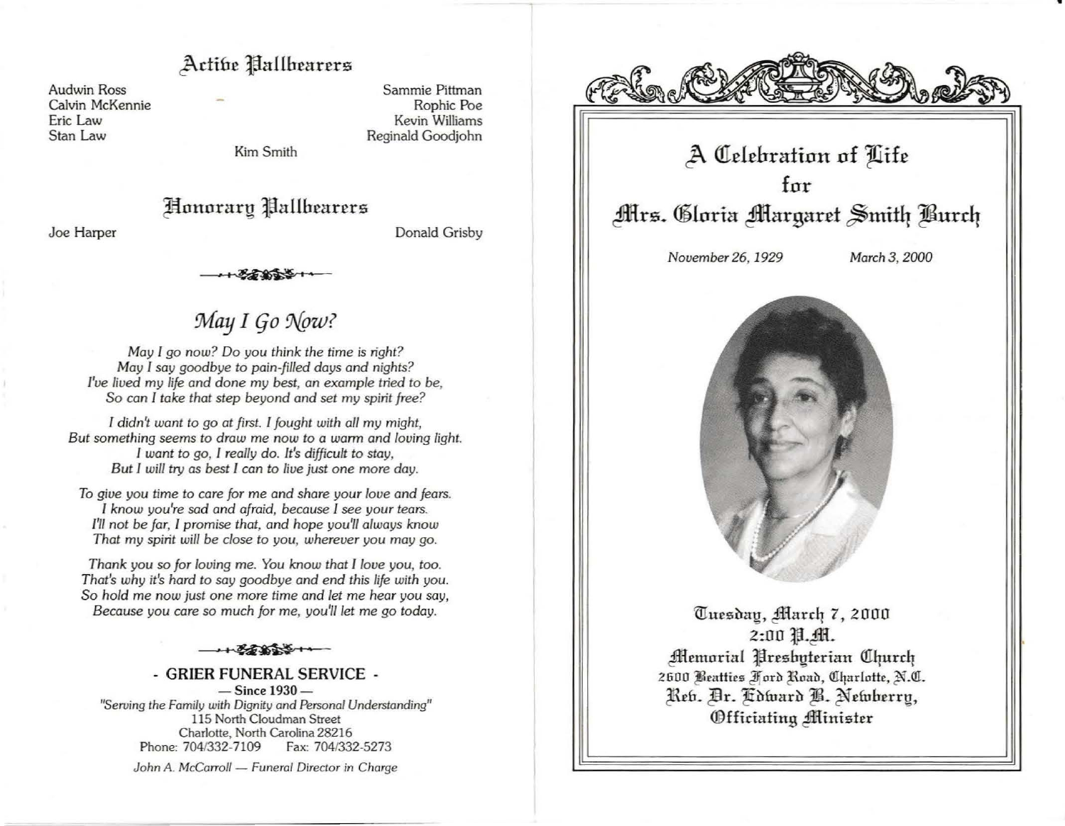## Active Pallbearers

Audwin Ross
Calvin McKennie
Eric Law
Stan Law
Kim Smith
Sammie Pittman
Rophic Poe
Kevin Williams
Reginald Goodjohn

## Honorary Pallbearers

Joe Harper
Donald Grisby

## *May I Go Now?*

*May I go now? Do you think the time is right?*
*May I say goodbye to pain-filled days and nights?*
*I've lived my life and done my best, an example tried to be,*
*So can I take that step beyond and set my spirit free?*

*I didn't want to go at first. I fought with all my might,*
*But something seems to draw me now to a warm and loving light.*
*I want to go, I really do. It's difficult to stay,*
*But I will try as best I can to live just one more day.*

*To give you time to care for me and share your love and fears.*
*I know you're sad and afraid, because I see your tears.*
*I'll not be far, I promise that, and hope you'll always know*
*That my spirit will be close to you, wherever you may go.*

*Thank you so for loving me. You know that I love you, too.*
*That's why it's hard to say goodbye and end this life with you.*
*So hold me now just one more time and let me hear you say,*
*Because you care so much for me, you'll let me go today.*

**- GRIER FUNERAL SERVICE -**
**— Since 1930 —**
*"Serving the Family with Dignity and Personal Understanding"*
115 North Cloudman Street
Charlotte, North Carolina 28216
Phone: 704/332-7109 Fax: 704/332-5273
*John A. McCarroll — Funeral Director in Charge*

# A Celebration of Life for Mrs. Gloria Margaret Smith Burch

*November 26, 1929* *March 3, 2000*

Tuesday, March 7, 2000
2:00 P.M.
Memorial Presbyterian Church
2600 Beatties Ford Road, Charlotte, N.C.
Rev. Dr. Edward B. Newberry,
Officiating Minister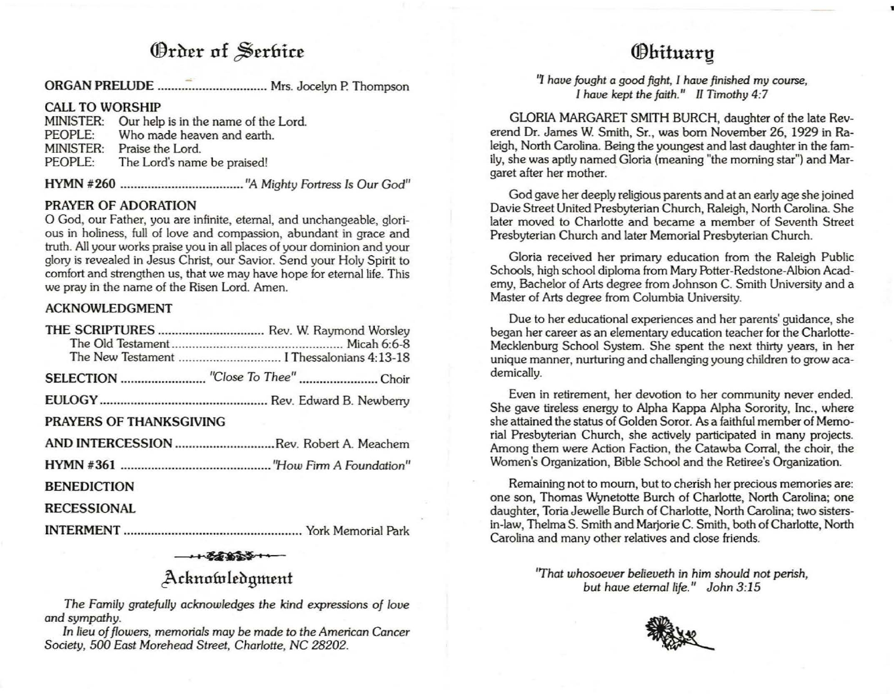# Order of Service

**ORGAN PRELUDE** ................................ Mrs. Jocelyn P. Thompson

**CALL TO WORSHIP**

MINISTER: Our help is in the name of the Lord.
PEOPLE: Who made heaven and earth.
MINISTER: Praise the Lord.
PEOPLE: The Lord's name be praised!

**HYMN #260** .................................... *"A Mighty Fortress Is Our God"*

**PRAYER OF ADORATION**

O God, our Father, you are infinite, eternal, and unchangeable, glorious in holiness, full of love and compassion, abundant in grace and truth. All your works praise you in all places of your dominion and your glory is revealed in Jesus Christ, our Savior. Send your Holy Spirit to comfort and strengthen us, that we may have hope for eternal life. This we pray in the name of the Risen Lord. Amen.

**ACKNOWLEDGMENT**

**THE SCRIPTURES** ............................... Rev. W. Raymond Worsley
The Old Testament .................................................. Micah 6:6-8
The New Testament .............................. I Thessalonians 4:13-18

**SELECTION** ......................... *"Close To Thee"* ....................... Choir

**EULOGY** ................................................. Rev. Edward B. Newberry

**PRAYERS OF THANKSGIVING**

**AND INTERCESSION** ............................Rev. Robert A. Meachem

**HYMN #361** ............................................ *"How Firm A Foundation"*

**BENEDICTION**

**RECESSIONAL**

**INTERMENT** .................................................... York Memorial Park

## Acknowledgment

*The Family gratefully acknowledges the kind expressions of love and sympathy.*

*In lieu of flowers, memorials may be made to the American Cancer Society, 500 East Morehead Street, Charlotte, NC 28202.*

# Obituary

*"I have fought a good fight, I have finished my course, I have kept the faith." II Timothy 4:7*

GLORIA MARGARET SMITH BURCH, daughter of the late Reverend Dr. James W. Smith, Sr., was born November 26, 1929 in Raleigh, North Carolina. Being the youngest and last daughter in the family, she was aptly named Gloria (meaning "the morning star") and Margaret after her mother.

God gave her deeply religious parents and at an early age she joined Davie Street United Presbyterian Church, Raleigh, North Carolina. She later moved to Charlotte and became a member of Seventh Street Presbyterian Church and later Memorial Presbyterian Church.

Gloria received her primary education from the Raleigh Public Schools, high school diploma from Mary Potter-Redstone-Albion Academy, Bachelor of Arts degree from Johnson C. Smith University and a Master of Arts degree from Columbia University.

Due to her educational experiences and her parents' guidance, she began her career as an elementary education teacher for the Charlotte-Mecklenburg School System. She spent the next thirty years, in her unique manner, nurturing and challenging young children to grow academically.

Even in retirement, her devotion to her community never ended. She gave tireless energy to Alpha Kappa Alpha Sorority, Inc., where she attained the status of Golden Soror. As a faithful member of Memorial Presbyterian Church, she actively participated in many projects. Among them were Action Faction, the Catawba Corral, the choir, the Women's Organization, Bible School and the Retiree's Organization.

Remaining not to mourn, but to cherish her precious memories are: one son, Thomas Wynetotte Burch of Charlotte, North Carolina; one daughter, Toria Jewelle Burch of Charlotte, North Carolina; two sisters-in-law, Thelma S. Smith and Marjorie C. Smith, both of Charlotte, North Carolina and many other relatives and close friends.

*"That whosoever believeth in him should not perish, but have eternal life." John 3:15*